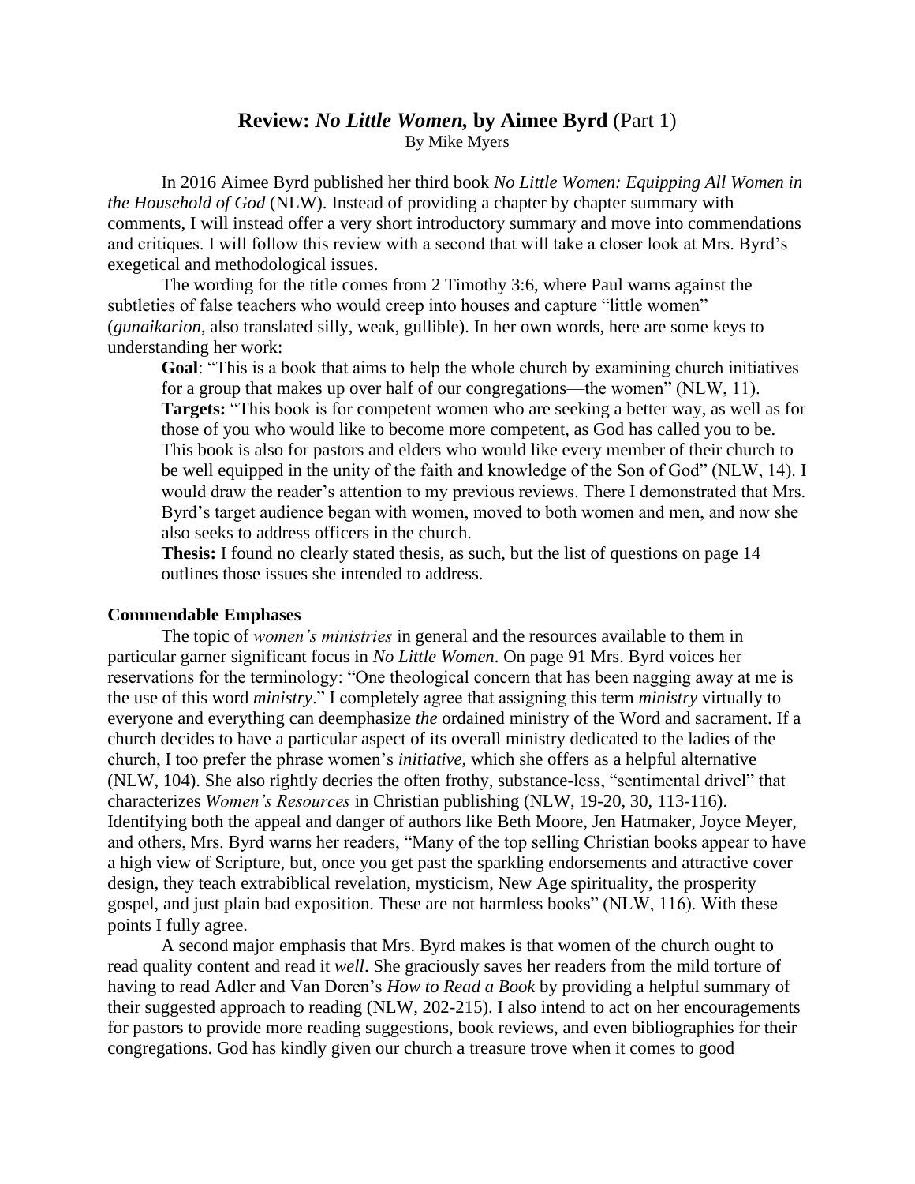# Review: *No Little Women,* by Aimee Byrd (Part 1)

By Mike Myers

In 2016 Aimee Byrd published her third book *No Little Women: Equipping All Women in the Household of God* (NLW). Instead of providing a chapter by chapter summary with comments, I will instead offer a very short introductory summary and move into commendations and critiques. I will follow this review with a second that will take a closer look at Mrs. Byrd's exegetical and methodological issues.

The wording for the title comes from 2 Timothy 3:6, where Paul warns against the subtleties of false teachers who would creep into houses and capture "little women" (*gunaikarion*, also translated silly, weak, gullible). In her own words, here are some keys to understanding her work:

> **Goal**: "This is a book that aims to help the whole church by examining church initiatives for a group that makes up over half of our congregations—the women" (NLW, 11).
>
> **Targets:** "This book is for competent women who are seeking a better way, as well as for those of you who would like to become more competent, as God has called you to be. This book is also for pastors and elders who would like every member of their church to be well equipped in the unity of the faith and knowledge of the Son of God" (NLW, 14). I would draw the reader's attention to my previous reviews. There I demonstrated that Mrs. Byrd's target audience began with women, moved to both women and men, and now she also seeks to address officers in the church.
>
> **Thesis:** I found no clearly stated thesis, as such, but the list of questions on page 14 outlines those issues she intended to address.

**Commendable Emphases**

The topic of *women's ministries* in general and the resources available to them in particular garner significant focus in *No Little Women*. On page 91 Mrs. Byrd voices her reservations for the terminology: "One theological concern that has been nagging away at me is the use of this word *ministry*." I completely agree that assigning this term *ministry* virtually to everyone and everything can deemphasize *the* ordained ministry of the Word and sacrament. If a church decides to have a particular aspect of its overall ministry dedicated to the ladies of the church, I too prefer the phrase women's *initiative,* which she offers as a helpful alternative (NLW, 104). She also rightly decries the often frothy, substance-less, "sentimental drivel" that characterizes *Women's Resources* in Christian publishing (NLW, 19-20, 30, 113-116). Identifying both the appeal and danger of authors like Beth Moore, Jen Hatmaker, Joyce Meyer, and others, Mrs. Byrd warns her readers, "Many of the top selling Christian books appear to have a high view of Scripture, but, once you get past the sparkling endorsements and attractive cover design, they teach extrabiblical revelation, mysticism, New Age spirituality, the prosperity gospel, and just plain bad exposition. These are not harmless books" (NLW, 116). With these points I fully agree.

A second major emphasis that Mrs. Byrd makes is that women of the church ought to read quality content and read it *well*. She graciously saves her readers from the mild torture of having to read Adler and Van Doren's *How to Read a Book* by providing a helpful summary of their suggested approach to reading (NLW, 202-215). I also intend to act on her encouragements for pastors to provide more reading suggestions, book reviews, and even bibliographies for their congregations. God has kindly given our church a treasure trove when it comes to good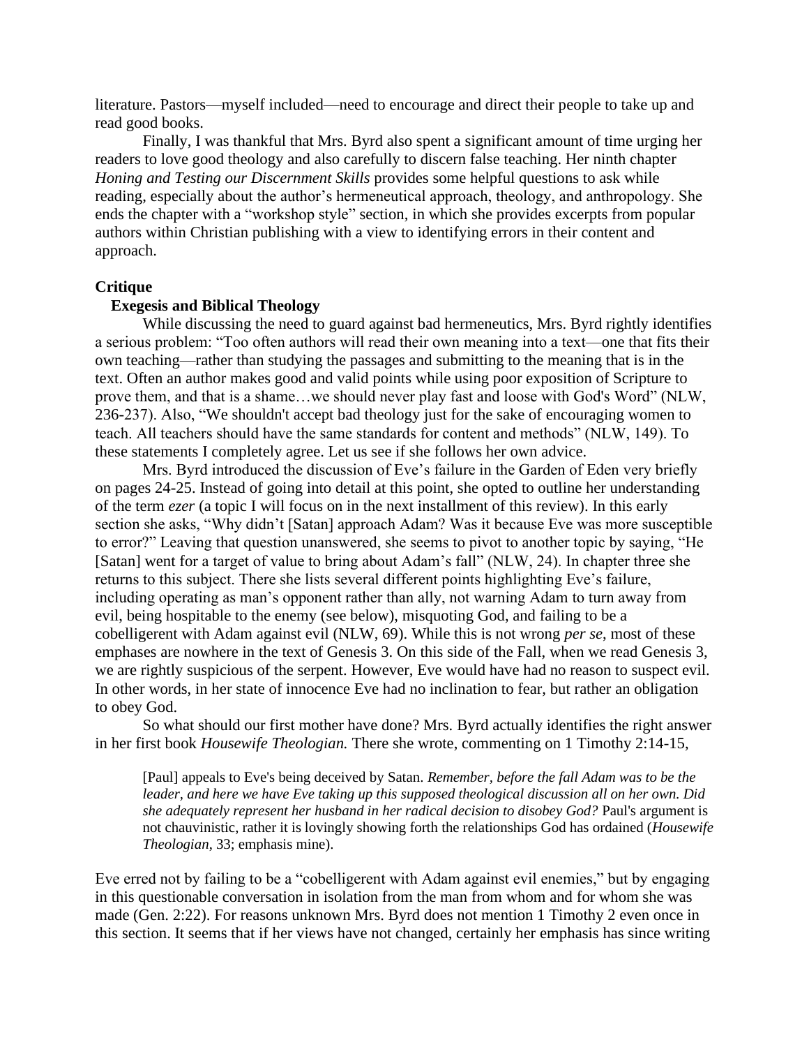literature. Pastors—myself included—need to encourage and direct their people to take up and read good books.

Finally, I was thankful that Mrs. Byrd also spent a significant amount of time urging her readers to love good theology and also carefully to discern false teaching. Her ninth chapter *Honing and Testing our Discernment Skills* provides some helpful questions to ask while reading, especially about the author's hermeneutical approach, theology, and anthropology. She ends the chapter with a "workshop style" section, in which she provides excerpts from popular authors within Christian publishing with a view to identifying errors in their content and approach.

**Critique**

**Exegesis and Biblical Theology**

While discussing the need to guard against bad hermeneutics, Mrs. Byrd rightly identifies a serious problem: "Too often authors will read their own meaning into a text—one that fits their own teaching—rather than studying the passages and submitting to the meaning that is in the text. Often an author makes good and valid points while using poor exposition of Scripture to prove them, and that is a shame…we should never play fast and loose with God's Word" (NLW, 236-237). Also, "We shouldn't accept bad theology just for the sake of encouraging women to teach. All teachers should have the same standards for content and methods" (NLW, 149). To these statements I completely agree. Let us see if she follows her own advice.

Mrs. Byrd introduced the discussion of Eve's failure in the Garden of Eden very briefly on pages 24-25. Instead of going into detail at this point, she opted to outline her understanding of the term *ezer* (a topic I will focus on in the next installment of this review). In this early section she asks, "Why didn't [Satan] approach Adam? Was it because Eve was more susceptible to error?" Leaving that question unanswered, she seems to pivot to another topic by saying, "He [Satan] went for a target of value to bring about Adam's fall" (NLW, 24). In chapter three she returns to this subject. There she lists several different points highlighting Eve's failure, including operating as man's opponent rather than ally, not warning Adam to turn away from evil, being hospitable to the enemy (see below), misquoting God, and failing to be a cobelligerent with Adam against evil (NLW, 69). While this is not wrong *per se*, most of these emphases are nowhere in the text of Genesis 3. On this side of the Fall, when we read Genesis 3, we are rightly suspicious of the serpent. However, Eve would have had no reason to suspect evil. In other words, in her state of innocence Eve had no inclination to fear, but rather an obligation to obey God.

So what should our first mother have done? Mrs. Byrd actually identifies the right answer in her first book *Housewife Theologian.* There she wrote, commenting on 1 Timothy 2:14-15,

> [Paul] appeals to Eve's being deceived by Satan. *Remember, before the fall Adam was to be the leader, and here we have Eve taking up this supposed theological discussion all on her own. Did she adequately represent her husband in her radical decision to disobey God?* Paul's argument is not chauvinistic, rather it is lovingly showing forth the relationships God has ordained (*Housewife Theologian*, 33; emphasis mine).

Eve erred not by failing to be a "cobelligerent with Adam against evil enemies," but by engaging in this questionable conversation in isolation from the man from whom and for whom she was made (Gen. 2:22). For reasons unknown Mrs. Byrd does not mention 1 Timothy 2 even once in this section. It seems that if her views have not changed, certainly her emphasis has since writing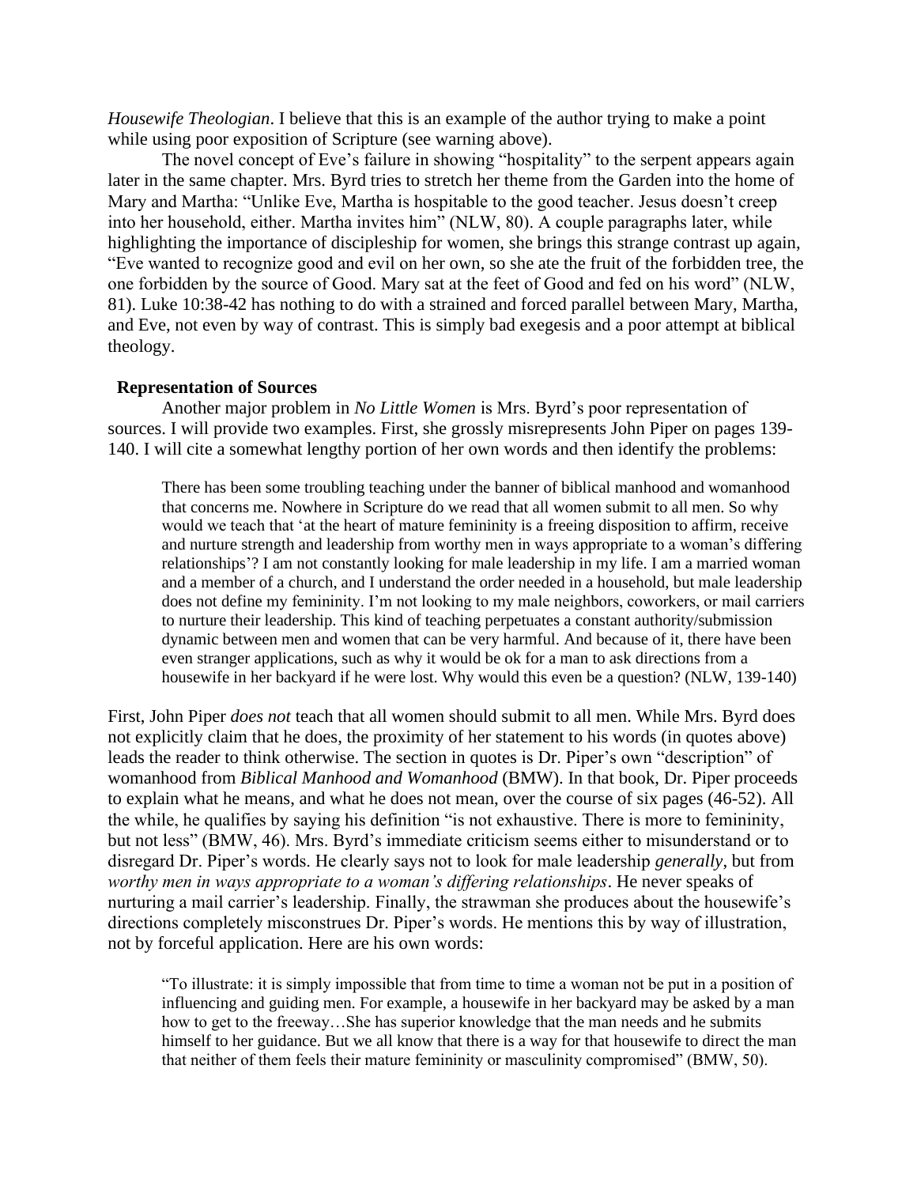*Housewife Theologian*. I believe that this is an example of the author trying to make a point while using poor exposition of Scripture (see warning above).

The novel concept of Eve's failure in showing "hospitality" to the serpent appears again later in the same chapter. Mrs. Byrd tries to stretch her theme from the Garden into the home of Mary and Martha: "Unlike Eve, Martha is hospitable to the good teacher. Jesus doesn't creep into her household, either. Martha invites him" (NLW, 80). A couple paragraphs later, while highlighting the importance of discipleship for women, she brings this strange contrast up again, "Eve wanted to recognize good and evil on her own, so she ate the fruit of the forbidden tree, the one forbidden by the source of Good. Mary sat at the feet of Good and fed on his word" (NLW, 81). Luke 10:38-42 has nothing to do with a strained and forced parallel between Mary, Martha, and Eve, not even by way of contrast. This is simply bad exegesis and a poor attempt at biblical theology.

**Representation of Sources**

Another major problem in *No Little Women* is Mrs. Byrd's poor representation of sources. I will provide two examples. First, she grossly misrepresents John Piper on pages 139-140. I will cite a somewhat lengthy portion of her own words and then identify the problems:

> There has been some troubling teaching under the banner of biblical manhood and womanhood that concerns me. Nowhere in Scripture do we read that all women submit to all men. So why would we teach that 'at the heart of mature femininity is a freeing disposition to affirm, receive and nurture strength and leadership from worthy men in ways appropriate to a woman's differing relationships'? I am not constantly looking for male leadership in my life. I am a married woman and a member of a church, and I understand the order needed in a household, but male leadership does not define my femininity. I'm not looking to my male neighbors, coworkers, or mail carriers to nurture their leadership. This kind of teaching perpetuates a constant authority/submission dynamic between men and women that can be very harmful. And because of it, there have been even stranger applications, such as why it would be ok for a man to ask directions from a housewife in her backyard if he were lost. Why would this even be a question? (NLW, 139-140)

First, John Piper *does not* teach that all women should submit to all men. While Mrs. Byrd does not explicitly claim that he does, the proximity of her statement to his words (in quotes above) leads the reader to think otherwise. The section in quotes is Dr. Piper's own "description" of womanhood from *Biblical Manhood and Womanhood* (BMW). In that book, Dr. Piper proceeds to explain what he means, and what he does not mean, over the course of six pages (46-52). All the while, he qualifies by saying his definition "is not exhaustive. There is more to femininity, but not less" (BMW, 46). Mrs. Byrd's immediate criticism seems either to misunderstand or to disregard Dr. Piper's words. He clearly says not to look for male leadership *generally*, but from *worthy men in ways appropriate to a woman's differing relationships*. He never speaks of nurturing a mail carrier's leadership. Finally, the strawman she produces about the housewife's directions completely misconstrues Dr. Piper's words. He mentions this by way of illustration, not by forceful application. Here are his own words:

> "To illustrate: it is simply impossible that from time to time a woman not be put in a position of influencing and guiding men. For example, a housewife in her backyard may be asked by a man how to get to the freeway…She has superior knowledge that the man needs and he submits himself to her guidance. But we all know that there is a way for that housewife to direct the man that neither of them feels their mature femininity or masculinity compromised" (BMW, 50).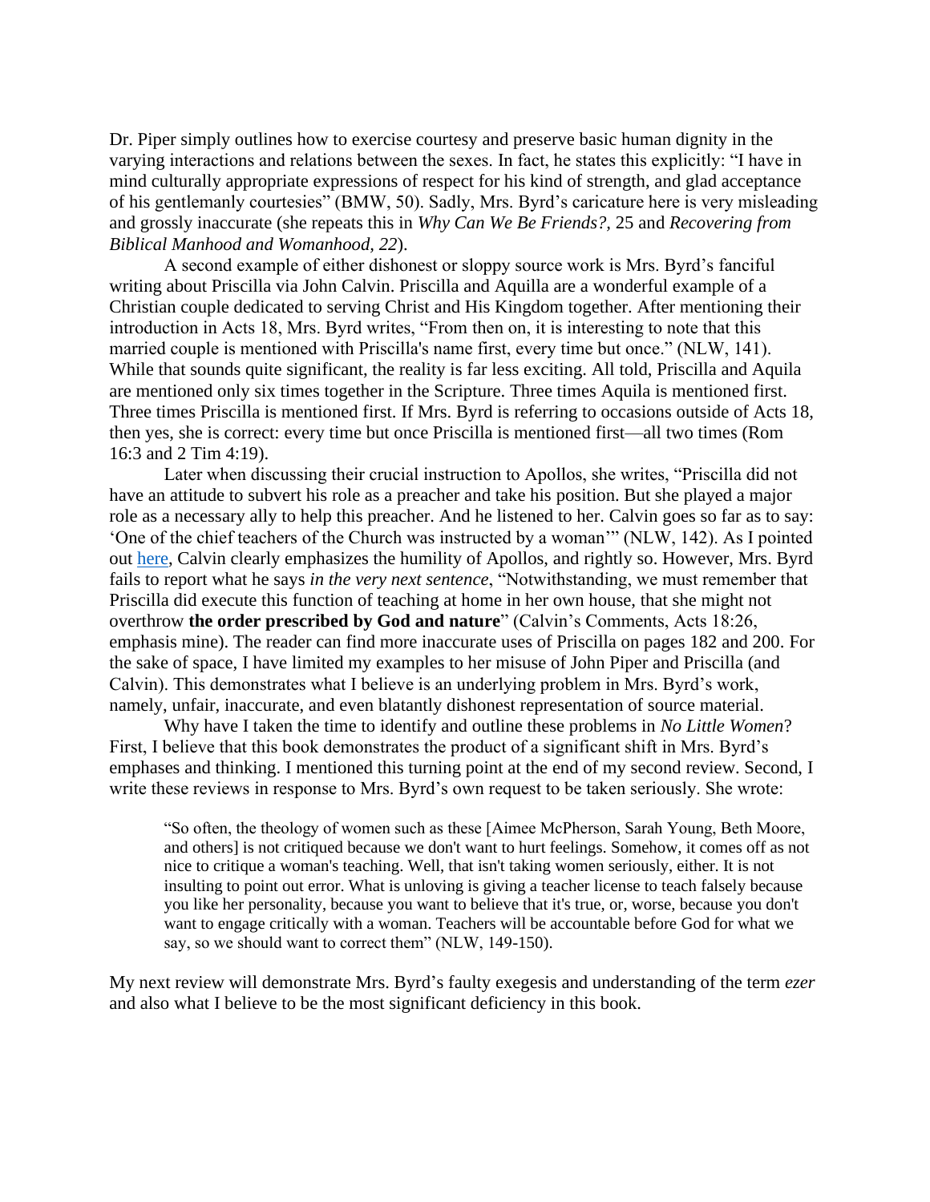Dr. Piper simply outlines how to exercise courtesy and preserve basic human dignity in the varying interactions and relations between the sexes. In fact, he states this explicitly: "I have in mind culturally appropriate expressions of respect for his kind of strength, and glad acceptance of his gentlemanly courtesies" (BMW, 50). Sadly, Mrs. Byrd's caricature here is very misleading and grossly inaccurate (she repeats this in *Why Can We Be Friends?,* 25 and *Recovering from Biblical Manhood and Womanhood, 22*).

A second example of either dishonest or sloppy source work is Mrs. Byrd's fanciful writing about Priscilla via John Calvin. Priscilla and Aquilla are a wonderful example of a Christian couple dedicated to serving Christ and His Kingdom together. After mentioning their introduction in Acts 18, Mrs. Byrd writes, "From then on, it is interesting to note that this married couple is mentioned with Priscilla's name first, every time but once." (NLW, 141). While that sounds quite significant, the reality is far less exciting. All told, Priscilla and Aquila are mentioned only six times together in the Scripture. Three times Aquila is mentioned first. Three times Priscilla is mentioned first. If Mrs. Byrd is referring to occasions outside of Acts 18, then yes, she is correct: every time but once Priscilla is mentioned first—all two times (Rom 16:3 and 2 Tim 4:19).

Later when discussing their crucial instruction to Apollos, she writes, "Priscilla did not have an attitude to subvert his role as a preacher and take his position. But she played a major role as a necessary ally to help this preacher. And he listened to her. Calvin goes so far as to say: 'One of the chief teachers of the Church was instructed by a woman'" (NLW, 142). As I pointed out here, Calvin clearly emphasizes the humility of Apollos, and rightly so. However, Mrs. Byrd fails to report what he says *in the very next sentence*, "Notwithstanding, we must remember that Priscilla did execute this function of teaching at home in her own house, that she might not overthrow **the order prescribed by God and nature**" (Calvin's Comments, Acts 18:26, emphasis mine). The reader can find more inaccurate uses of Priscilla on pages 182 and 200. For the sake of space, I have limited my examples to her misuse of John Piper and Priscilla (and Calvin). This demonstrates what I believe is an underlying problem in Mrs. Byrd's work, namely, unfair, inaccurate, and even blatantly dishonest representation of source material.

Why have I taken the time to identify and outline these problems in *No Little Women*? First, I believe that this book demonstrates the product of a significant shift in Mrs. Byrd's emphases and thinking. I mentioned this turning point at the end of my second review. Second, I write these reviews in response to Mrs. Byrd's own request to be taken seriously. She wrote:

> "So often, the theology of women such as these [Aimee McPherson, Sarah Young, Beth Moore, and others] is not critiqued because we don't want to hurt feelings. Somehow, it comes off as not nice to critique a woman's teaching. Well, that isn't taking women seriously, either. It is not insulting to point out error. What is unloving is giving a teacher license to teach falsely because you like her personality, because you want to believe that it's true, or, worse, because you don't want to engage critically with a woman. Teachers will be accountable before God for what we say, so we should want to correct them" (NLW, 149-150).

My next review will demonstrate Mrs. Byrd's faulty exegesis and understanding of the term *ezer* and also what I believe to be the most significant deficiency in this book.